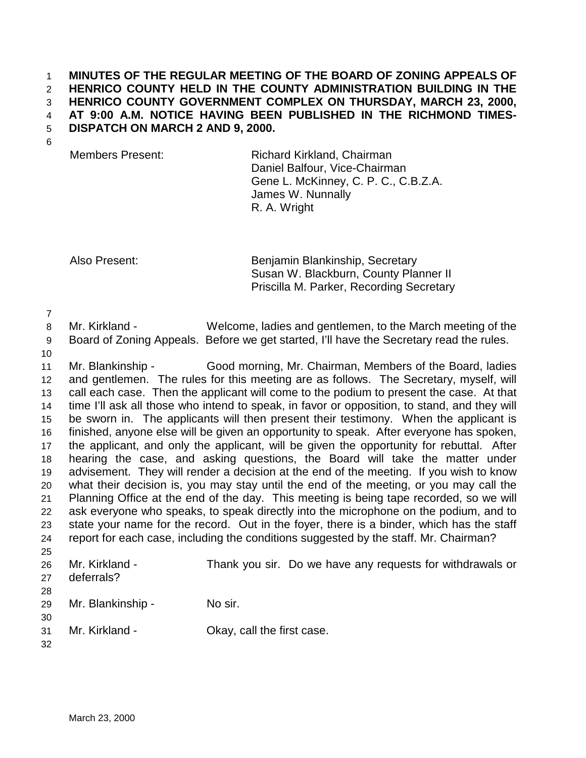**MINUTES OF THE REGULAR MEETING OF THE BOARD OF ZONING APPEALS OF HENRICO COUNTY HELD IN THE COUNTY ADMINISTRATION BUILDING IN THE HENRICO COUNTY GOVERNMENT COMPLEX ON THURSDAY, MARCH 23, 2000, AT 9:00 A.M. NOTICE HAVING BEEN PUBLISHED IN THE RICHMOND TIMES-DISPATCH ON MARCH 2 AND 9, 2000.**

| | |
|---|---|
| Members Present: | Richard Kirkland, Chairman |
| | Daniel Balfour, Vice-Chairman |
| | Gene L. McKinney, C. P. C., C.B.Z.A. |
| | James W. Nunnally |
| | R. A. Wright |

| | |
|---|---|
| Also Present: | Benjamin Blankinship, Secretary |
| | Susan W. Blackburn, County Planner II |
| | Priscilla M. Parker, Recording Secretary |

Mr. Kirkland - Welcome, ladies and gentlemen, to the March meeting of the Board of Zoning Appeals. Before we get started, I'll have the Secretary read the rules.

Mr. Blankinship - Good morning, Mr. Chairman, Members of the Board, ladies and gentlemen. The rules for this meeting are as follows. The Secretary, myself, will call each case. Then the applicant will come to the podium to present the case. At that time I'll ask all those who intend to speak, in favor or opposition, to stand, and they will be sworn in. The applicants will then present their testimony. When the applicant is finished, anyone else will be given an opportunity to speak. After everyone has spoken, the applicant, and only the applicant, will be given the opportunity for rebuttal. After hearing the case, and asking questions, the Board will take the matter under advisement. They will render a decision at the end of the meeting. If you wish to know what their decision is, you may stay until the end of the meeting, or you may call the Planning Office at the end of the day. This meeting is being tape recorded, so we will ask everyone who speaks, to speak directly into the microphone on the podium, and to state your name for the record. Out in the foyer, there is a binder, which has the staff report for each case, including the conditions suggested by the staff. Mr. Chairman?

Mr. Kirkland - Thank you sir. Do we have any requests for withdrawals or deferrals?

Mr. Blankinship - No sir.

Mr. Kirkland - Okay, call the first case.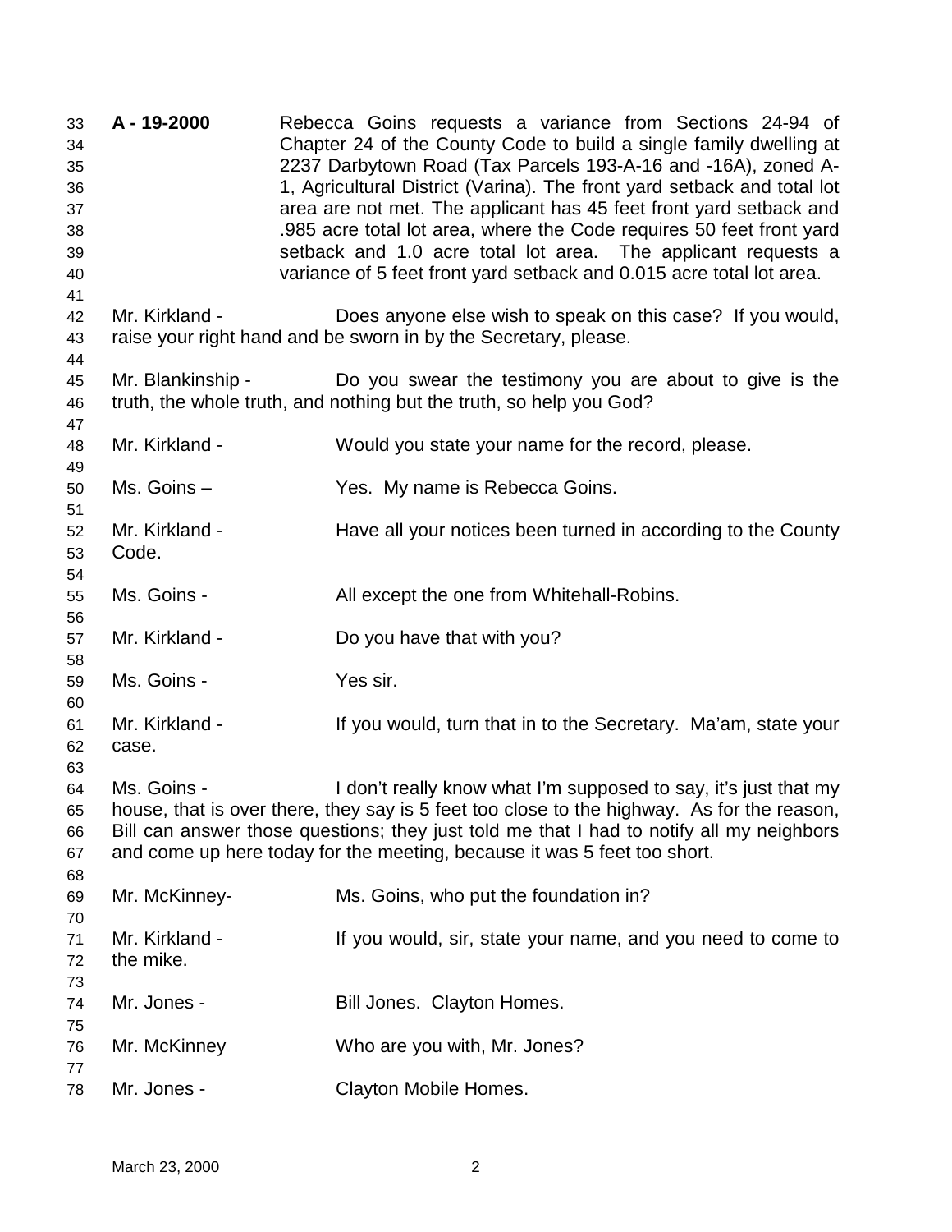**A - 19-2000** Rebecca Goins requests a variance from Sections 24-94 of Chapter 24 of the County Code to build a single family dwelling at 2237 Darbytown Road (Tax Parcels 193-A-16 and -16A), zoned A-1, Agricultural District (Varina). The front yard setback and total lot area are not met. The applicant has 45 feet front yard setback and .985 acre total lot area, where the Code requires 50 feet front yard setback and 1.0 acre total lot area. The applicant requests a variance of 5 feet front yard setback and 0.015 acre total lot area.

Mr. Kirkland - Does anyone else wish to speak on this case? If you would, raise your right hand and be sworn in by the Secretary, please.

Mr. Blankinship - Do you swear the testimony you are about to give is the truth, the whole truth, and nothing but the truth, so help you God?

Mr. Kirkland - Would you state your name for the record, please.

Ms. Goins – Yes. My name is Rebecca Goins.

Mr. Kirkland - Have all your notices been turned in according to the County Code.

Ms. Goins - All except the one from Whitehall-Robins.

Mr. Kirkland - Do you have that with you?

Ms. Goins - Yes sir.

Mr. Kirkland - If you would, turn that in to the Secretary. Ma'am, state your case.

Ms. Goins - I don't really know what I'm supposed to say, it's just that my house, that is over there, they say is 5 feet too close to the highway. As for the reason, Bill can answer those questions; they just told me that I had to notify all my neighbors and come up here today for the meeting, because it was 5 feet too short.

Mr. McKinney- Ms. Goins, who put the foundation in?

Mr. Kirkland - If you would, sir, state your name, and you need to come to the mike.

Mr. Jones - Bill Jones. Clayton Homes.

Mr. McKinney Who are you with, Mr. Jones?

Mr. Jones - Clayton Mobile Homes.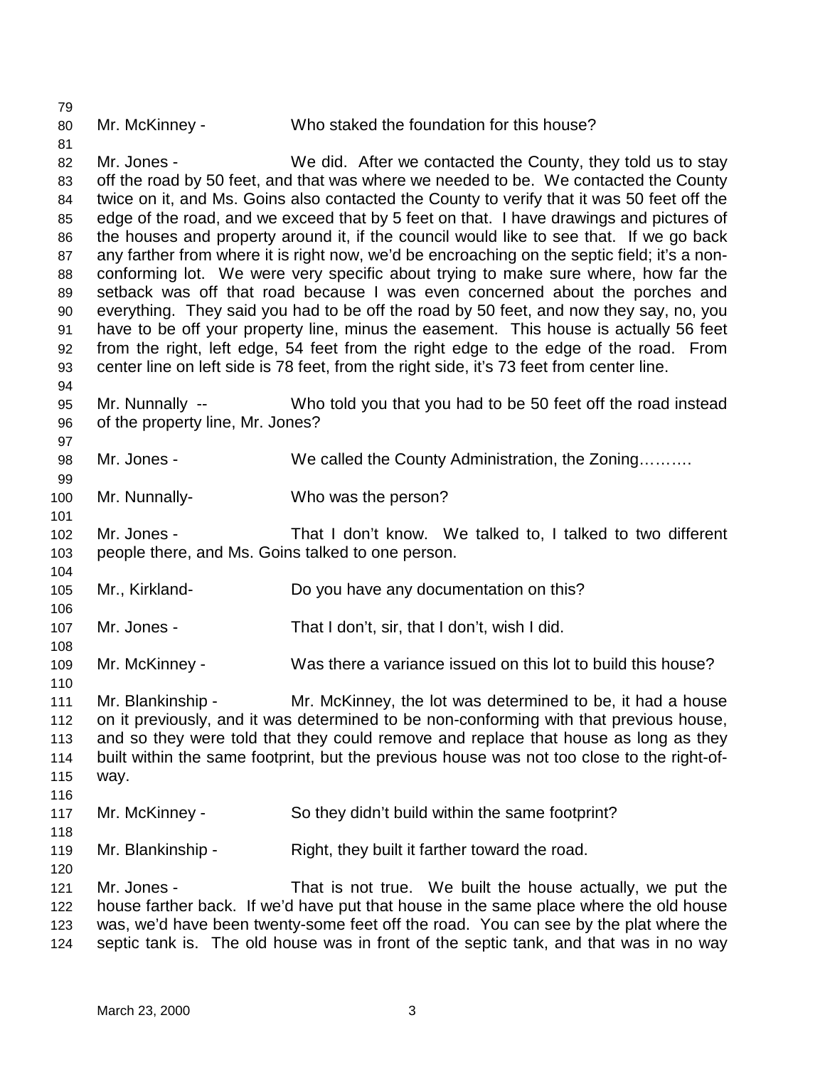Mr. McKinney - Who staked the foundation for this house?

Mr. Jones - We did. After we contacted the County, they told us to stay off the road by 50 feet, and that was where we needed to be. We contacted the County twice on it, and Ms. Goins also contacted the County to verify that it was 50 feet off the edge of the road, and we exceed that by 5 feet on that. I have drawings and pictures of the houses and property around it, if the council would like to see that. If we go back any farther from where it is right now, we'd be encroaching on the septic field; it's a non-conforming lot. We were very specific about trying to make sure where, how far the setback was off that road because I was even concerned about the porches and everything. They said you had to be off the road by 50 feet, and now they say, no, you have to be off your property line, minus the easement. This house is actually 56 feet from the right, left edge, 54 feet from the right edge to the edge of the road. From center line on left side is 78 feet, from the right side, it's 73 feet from center line.

Mr. Nunnally -- Who told you that you had to be 50 feet off the road instead of the property line, Mr. Jones?

Mr. Jones - We called the County Administration, the Zoning……….

Mr. Nunnally- Who was the person?

Mr. Jones - That I don't know. We talked to, I talked to two different people there, and Ms. Goins talked to one person.

Mr., Kirkland- Do you have any documentation on this?

Mr. Jones - That I don't, sir, that I don't, wish I did.

Mr. McKinney - Was there a variance issued on this lot to build this house?

Mr. Blankinship - Mr. McKinney, the lot was determined to be, it had a house on it previously, and it was determined to be non-conforming with that previous house, and so they were told that they could remove and replace that house as long as they built within the same footprint, but the previous house was not too close to the right-of-way.

Mr. McKinney - So they didn't build within the same footprint?

Mr. Blankinship - Right, they built it farther toward the road.

Mr. Jones - That is not true. We built the house actually, we put the house farther back. If we'd have put that house in the same place where the old house was, we'd have been twenty-some feet off the road. You can see by the plat where the septic tank is. The old house was in front of the septic tank, and that was in no way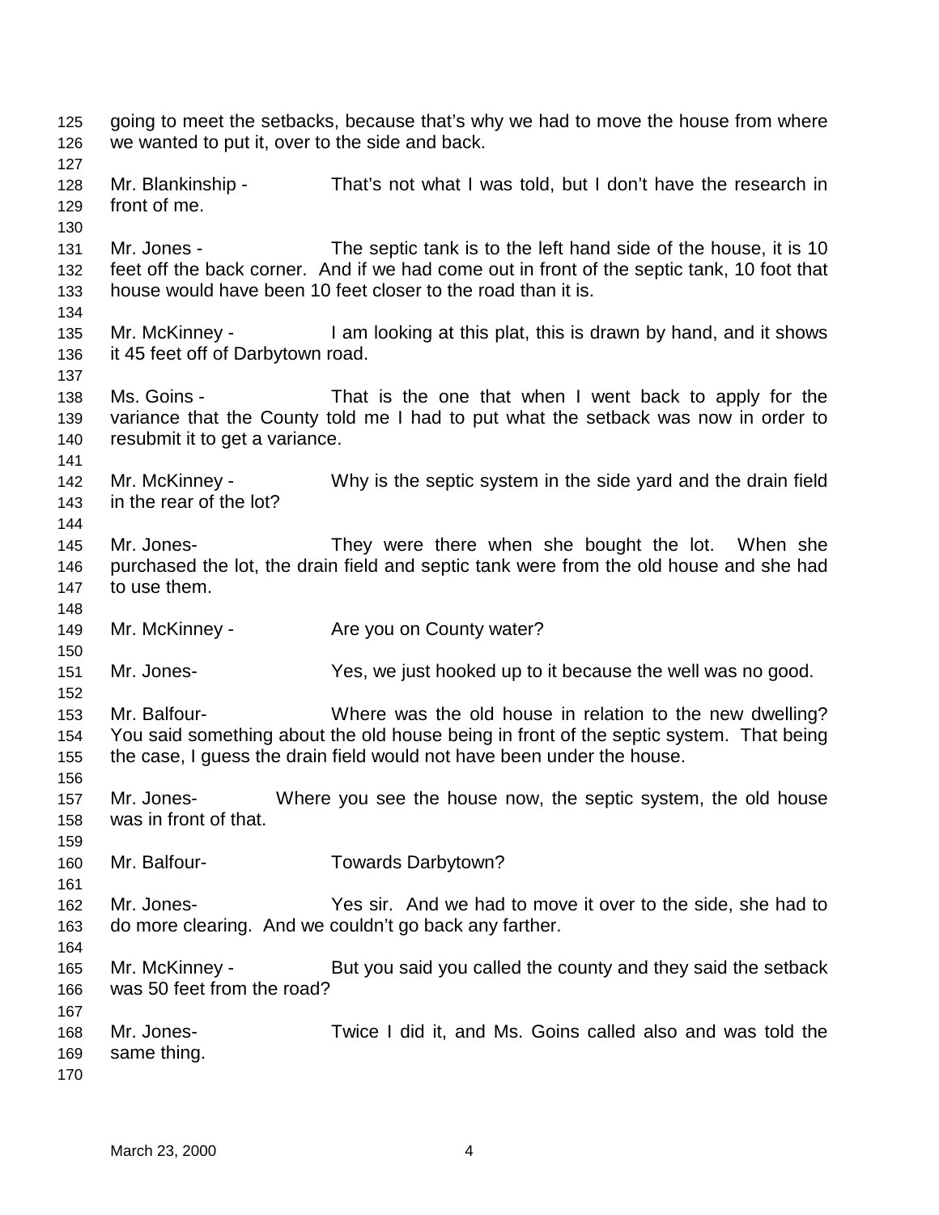going to meet the setbacks, because that's why we had to move the house from where we wanted to put it, over to the side and back.

Mr. Blankinship - That's not what I was told, but I don't have the research in front of me.

Mr. Jones - The septic tank is to the left hand side of the house, it is 10 feet off the back corner. And if we had come out in front of the septic tank, 10 foot that house would have been 10 feet closer to the road than it is.

Mr. McKinney - I am looking at this plat, this is drawn by hand, and it shows it 45 feet off of Darbytown road.

Ms. Goins - That is the one that when I went back to apply for the variance that the County told me I had to put what the setback was now in order to resubmit it to get a variance.

Mr. McKinney - Why is the septic system in the side yard and the drain field in the rear of the lot?

Mr. Jones- They were there when she bought the lot. When she purchased the lot, the drain field and septic tank were from the old house and she had to use them.

Mr. McKinney - Are you on County water?

Mr. Jones- Yes, we just hooked up to it because the well was no good.

Mr. Balfour- Where was the old house in relation to the new dwelling? You said something about the old house being in front of the septic system. That being the case, I guess the drain field would not have been under the house.

Mr. Jones- Where you see the house now, the septic system, the old house was in front of that.

Mr. Balfour- Towards Darbytown?

Mr. Jones- Yes sir. And we had to move it over to the side, she had to do more clearing. And we couldn't go back any farther.

Mr. McKinney - But you said you called the county and they said the setback was 50 feet from the road?

Mr. Jones- Twice I did it, and Ms. Goins called also and was told the same thing.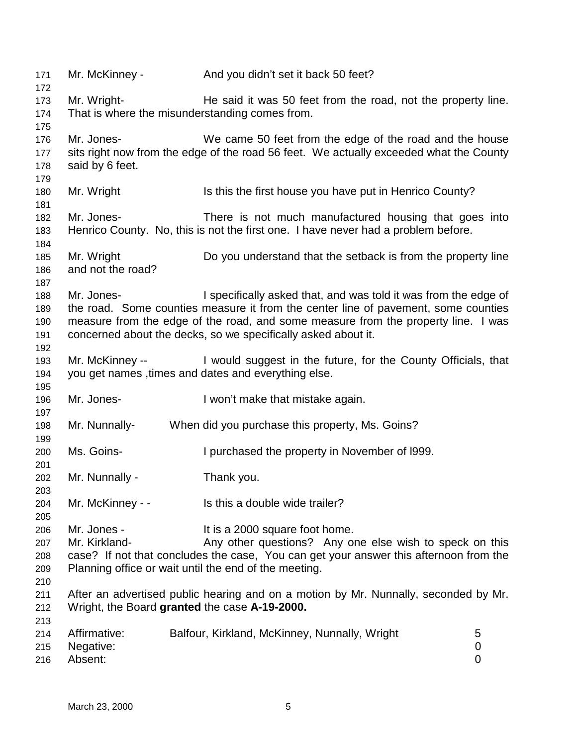Mr. McKinney - And you didn't set it back 50 feet?

Mr. Wright- He said it was 50 feet from the road, not the property line. That is where the misunderstanding comes from.

Mr. Jones- We came 50 feet from the edge of the road and the house sits right now from the edge of the road 56 feet. We actually exceeded what the County said by 6 feet.

Mr. Wright Is this the first house you have put in Henrico County?

Mr. Jones- There is not much manufactured housing that goes into Henrico County. No, this is not the first one. I have never had a problem before.

Mr. Wright Do you understand that the setback is from the property line and not the road?

Mr. Jones- I specifically asked that, and was told it was from the edge of the road. Some counties measure it from the center line of pavement, some counties measure from the edge of the road, and some measure from the property line. I was concerned about the decks, so we specifically asked about it.

Mr. McKinney -- I would suggest in the future, for the County Officials, that you get names ,times and dates and everything else.

Mr. Jones- I won't make that mistake again.

Mr. Nunnally- When did you purchase this property, Ms. Goins?

Ms. Goins- I purchased the property in November of l999.

Mr. Nunnally - Thank you.

Mr. McKinney - - Is this a double wide trailer?

Mr. Jones - It is a 2000 square foot home.
Mr. Kirkland- Any other questions? Any one else wish to speck on this case? If not that concludes the case, You can get your answer this afternoon from the Planning office or wait until the end of the meeting.

After an advertised public hearing and on a motion by Mr. Nunnally, seconded by Mr. Wright, the Board **granted** the case **A-19-2000.**

| | | |
|---|---|---|
| Affirmative: | Balfour, Kirkland, McKinney, Nunnally, Wright | 5 |
| Negative: | | 0 |
| Absent: | | 0 |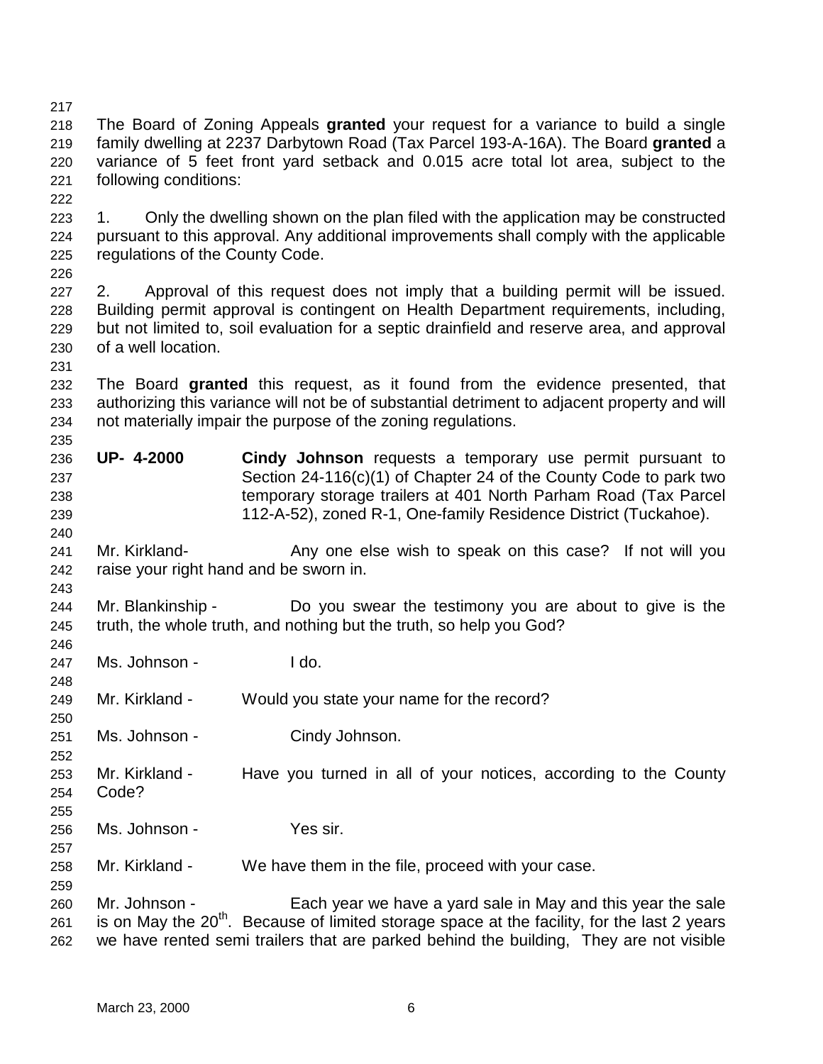The Board of Zoning Appeals **granted** your request for a variance to build a single family dwelling at 2237 Darbytown Road (Tax Parcel 193-A-16A). The Board **granted** a variance of 5 feet front yard setback and 0.015 acre total lot area, subject to the following conditions:

1. Only the dwelling shown on the plan filed with the application may be constructed pursuant to this approval. Any additional improvements shall comply with the applicable regulations of the County Code.

2. Approval of this request does not imply that a building permit will be issued. Building permit approval is contingent on Health Department requirements, including, but not limited to, soil evaluation for a septic drainfield and reserve area, and approval of a well location.

The Board **granted** this request, as it found from the evidence presented, that authorizing this variance will not be of substantial detriment to adjacent property and will not materially impair the purpose of the zoning regulations.

**UP- 4-2000** **Cindy Johnson** requests a temporary use permit pursuant to Section 24-116(c)(1) of Chapter 24 of the County Code to park two temporary storage trailers at 401 North Parham Road (Tax Parcel 112-A-52), zoned R-1, One-family Residence District (Tuckahoe).

Mr. Kirkland- Any one else wish to speak on this case? If not will you raise your right hand and be sworn in.

Mr. Blankinship - Do you swear the testimony you are about to give is the truth, the whole truth, and nothing but the truth, so help you God?

Ms. Johnson - I do.

Mr. Kirkland - Would you state your name for the record?

Ms. Johnson - Cindy Johnson.

Mr. Kirkland - Have you turned in all of your notices, according to the County Code?

Ms. Johnson - Yes sir.

Mr. Kirkland - We have them in the file, proceed with your case.

Mr. Johnson - Each year we have a yard sale in May and this year the sale is on May the 20th. Because of limited storage space at the facility, for the last 2 years we have rented semi trailers that are parked behind the building, They are not visible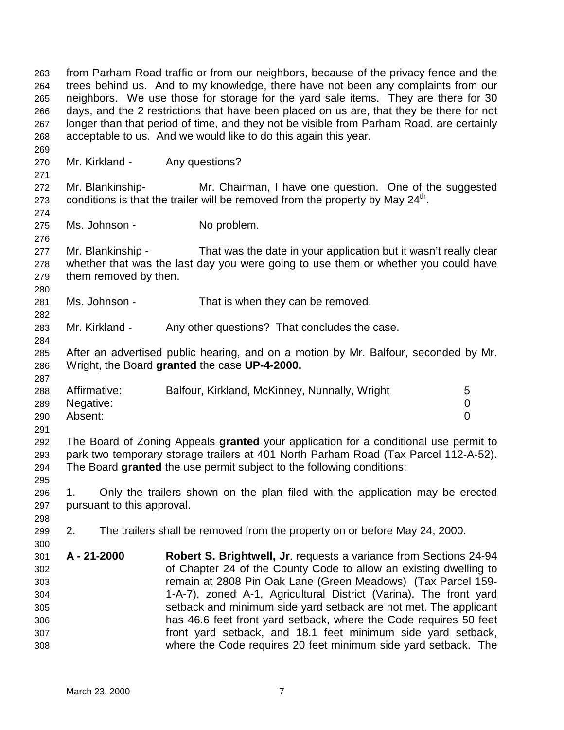from Parham Road traffic or from our neighbors, because of the privacy fence and the trees behind us. And to my knowledge, there have not been any complaints from our neighbors. We use those for storage for the yard sale items. They are there for 30 days, and the 2 restrictions that have been placed on us are, that they be there for not longer than that period of time, and they not be visible from Parham Road, are certainly acceptable to us. And we would like to do this again this year.

Mr. Kirkland - Any questions?

Mr. Blankinship- Mr. Chairman, I have one question. One of the suggested conditions is that the trailer will be removed from the property by May 24th.

Ms. Johnson - No problem.

Mr. Blankinship - That was the date in your application but it wasn't really clear whether that was the last day you were going to use them or whether you could have them removed by then.

Ms. Johnson - That is when they can be removed.

Mr. Kirkland - Any other questions? That concludes the case.

After an advertised public hearing, and on a motion by Mr. Balfour, seconded by Mr. Wright, the Board **granted** the case **UP-4-2000.**

| | | |
|---|---|---|
| Affirmative: | Balfour, Kirkland, McKinney, Nunnally, Wright | 5 |
| Negative: | | 0 |
| Absent: | | 0 |

The Board of Zoning Appeals **granted** your application for a conditional use permit to park two temporary storage trailers at 401 North Parham Road (Tax Parcel 112-A-52). The Board **granted** the use permit subject to the following conditions:

1. Only the trailers shown on the plan filed with the application may be erected pursuant to this approval.

2. The trailers shall be removed from the property on or before May 24, 2000.

**A - 21-2000** **Robert S. Brightwell, Jr**. requests a variance from Sections 24-94 of Chapter 24 of the County Code to allow an existing dwelling to remain at 2808 Pin Oak Lane (Green Meadows) (Tax Parcel 159-1-A-7), zoned A-1, Agricultural District (Varina). The front yard setback and minimum side yard setback are not met. The applicant has 46.6 feet front yard setback, where the Code requires 50 feet front yard setback, and 18.1 feet minimum side yard setback, where the Code requires 20 feet minimum side yard setback. The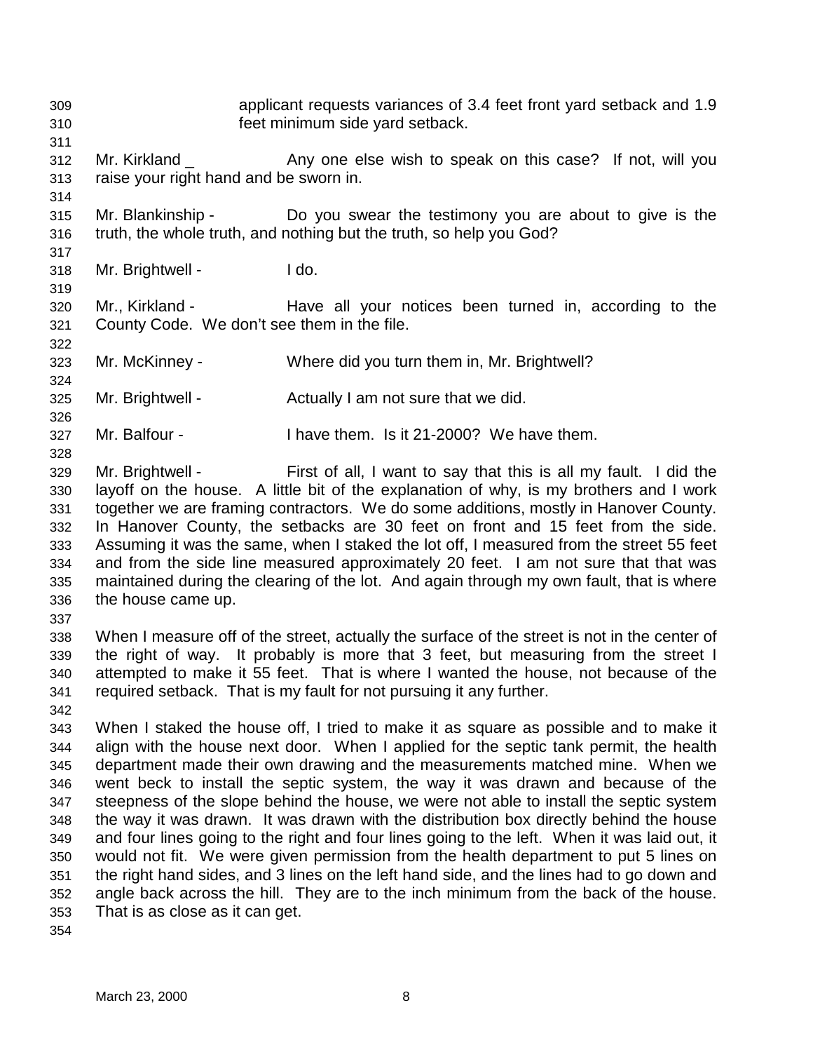applicant requests variances of 3.4 feet front yard setback and 1.9 feet minimum side yard setback.

Mr. Kirkland _ Any one else wish to speak on this case? If not, will you raise your right hand and be sworn in.

Mr. Blankinship - Do you swear the testimony you are about to give is the truth, the whole truth, and nothing but the truth, so help you God?

Mr. Brightwell - I do.

Mr., Kirkland - Have all your notices been turned in, according to the County Code. We don't see them in the file.

Mr. McKinney - Where did you turn them in, Mr. Brightwell?

Mr. Brightwell - Actually I am not sure that we did.

Mr. Balfour - I have them. Is it 21-2000? We have them.

Mr. Brightwell - First of all, I want to say that this is all my fault. I did the layoff on the house. A little bit of the explanation of why, is my brothers and I work together we are framing contractors. We do some additions, mostly in Hanover County. In Hanover County, the setbacks are 30 feet on front and 15 feet from the side. Assuming it was the same, when I staked the lot off, I measured from the street 55 feet and from the side line measured approximately 20 feet. I am not sure that that was maintained during the clearing of the lot. And again through my own fault, that is where the house came up.

When I measure off of the street, actually the surface of the street is not in the center of the right of way. It probably is more that 3 feet, but measuring from the street I attempted to make it 55 feet. That is where I wanted the house, not because of the required setback. That is my fault for not pursuing it any further.

When I staked the house off, I tried to make it as square as possible and to make it align with the house next door. When I applied for the septic tank permit, the health department made their own drawing and the measurements matched mine. When we went beck to install the septic system, the way it was drawn and because of the steepness of the slope behind the house, we were not able to install the septic system the way it was drawn. It was drawn with the distribution box directly behind the house and four lines going to the right and four lines going to the left. When it was laid out, it would not fit. We were given permission from the health department to put 5 lines on the right hand sides, and 3 lines on the left hand side, and the lines had to go down and angle back across the hill. They are to the inch minimum from the back of the house. That is as close as it can get.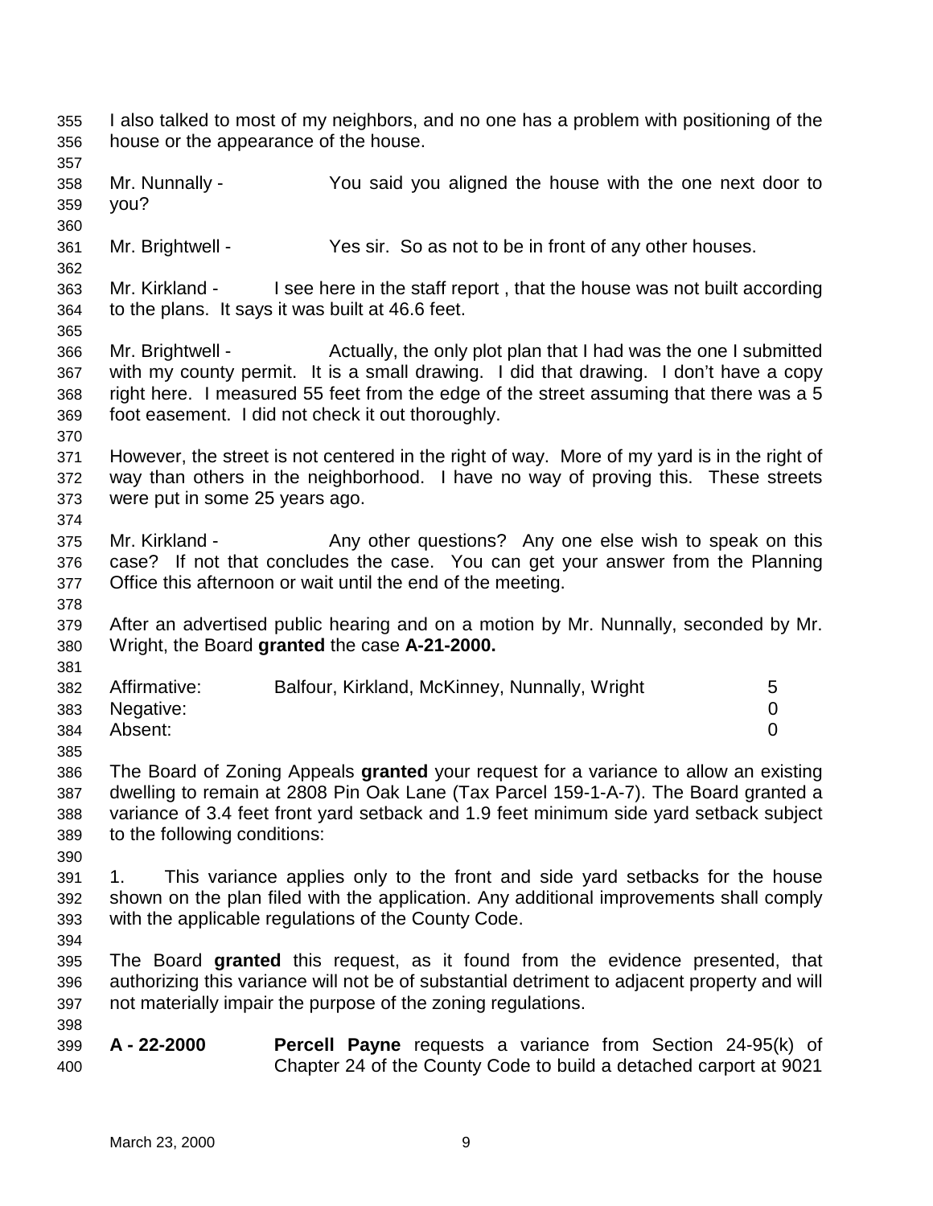I also talked to most of my neighbors, and no one has a problem with positioning of the house or the appearance of the house.

Mr. Nunnally - You said you aligned the house with the one next door to you?

Mr. Brightwell - Yes sir. So as not to be in front of any other houses.

Mr. Kirkland - I see here in the staff report , that the house was not built according to the plans. It says it was built at 46.6 feet.

Mr. Brightwell - Actually, the only plot plan that I had was the one I submitted with my county permit. It is a small drawing. I did that drawing. I don't have a copy right here. I measured 55 feet from the edge of the street assuming that there was a 5 foot easement. I did not check it out thoroughly.

However, the street is not centered in the right of way. More of my yard is in the right of way than others in the neighborhood. I have no way of proving this. These streets were put in some 25 years ago.

Mr. Kirkland - Any other questions? Any one else wish to speak on this case? If not that concludes the case. You can get your answer from the Planning Office this afternoon or wait until the end of the meeting.

After an advertised public hearing and on a motion by Mr. Nunnally, seconded by Mr. Wright, the Board **granted** the case **A-21-2000.**

| | | |
|---|---|---|
| Affirmative: | Balfour, Kirkland, McKinney, Nunnally, Wright | 5 |
| Negative: | | 0 |
| Absent: | | 0 |

The Board of Zoning Appeals **granted** your request for a variance to allow an existing dwelling to remain at 2808 Pin Oak Lane (Tax Parcel 159-1-A-7). The Board granted a variance of 3.4 feet front yard setback and 1.9 feet minimum side yard setback subject to the following conditions:

1. This variance applies only to the front and side yard setbacks for the house shown on the plan filed with the application. Any additional improvements shall comply with the applicable regulations of the County Code.

The Board **granted** this request, as it found from the evidence presented, that authorizing this variance will not be of substantial detriment to adjacent property and will not materially impair the purpose of the zoning regulations.

**A - 22-2000** **Percell Payne** requests a variance from Section 24-95(k) of Chapter 24 of the County Code to build a detached carport at 9021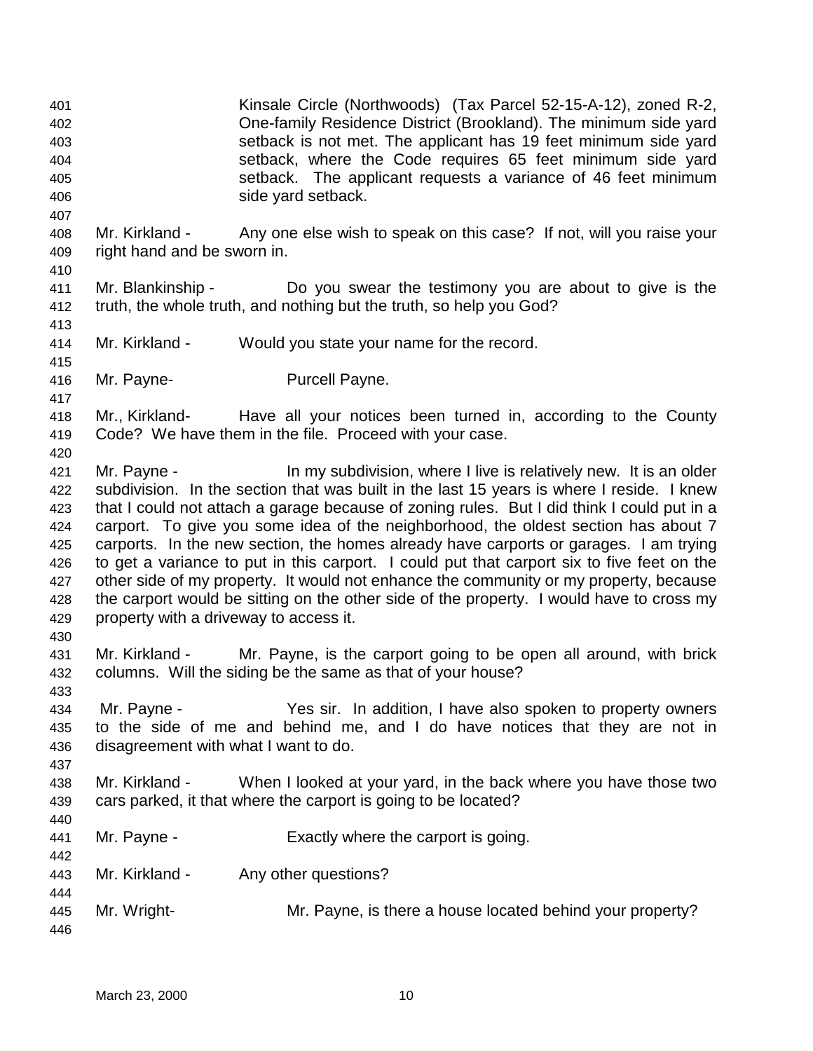Kinsale Circle (Northwoods) (Tax Parcel 52-15-A-12), zoned R-2, One-family Residence District (Brookland). The minimum side yard setback is not met. The applicant has 19 feet minimum side yard setback, where the Code requires 65 feet minimum side yard setback. The applicant requests a variance of 46 feet minimum side yard setback.

Mr. Kirkland - Any one else wish to speak on this case? If not, will you raise your right hand and be sworn in.

Mr. Blankinship - Do you swear the testimony you are about to give is the truth, the whole truth, and nothing but the truth, so help you God?

Mr. Kirkland - Would you state your name for the record.

Mr. Payne- Purcell Payne.

Mr., Kirkland- Have all your notices been turned in, according to the County Code? We have them in the file. Proceed with your case.

Mr. Payne - In my subdivision, where I live is relatively new. It is an older subdivision. In the section that was built in the last 15 years is where I reside. I knew that I could not attach a garage because of zoning rules. But I did think I could put in a carport. To give you some idea of the neighborhood, the oldest section has about 7 carports. In the new section, the homes already have carports or garages. I am trying to get a variance to put in this carport. I could put that carport six to five feet on the other side of my property. It would not enhance the community or my property, because the carport would be sitting on the other side of the property. I would have to cross my property with a driveway to access it.

Mr. Kirkland - Mr. Payne, is the carport going to be open all around, with brick columns. Will the siding be the same as that of your house?

Mr. Payne - Yes sir. In addition, I have also spoken to property owners to the side of me and behind me, and I do have notices that they are not in disagreement with what I want to do.

Mr. Kirkland - When I looked at your yard, in the back where you have those two cars parked, it that where the carport is going to be located?

Mr. Payne - Exactly where the carport is going.

Mr. Kirkland - Any other questions?

Mr. Wright- Mr. Payne, is there a house located behind your property?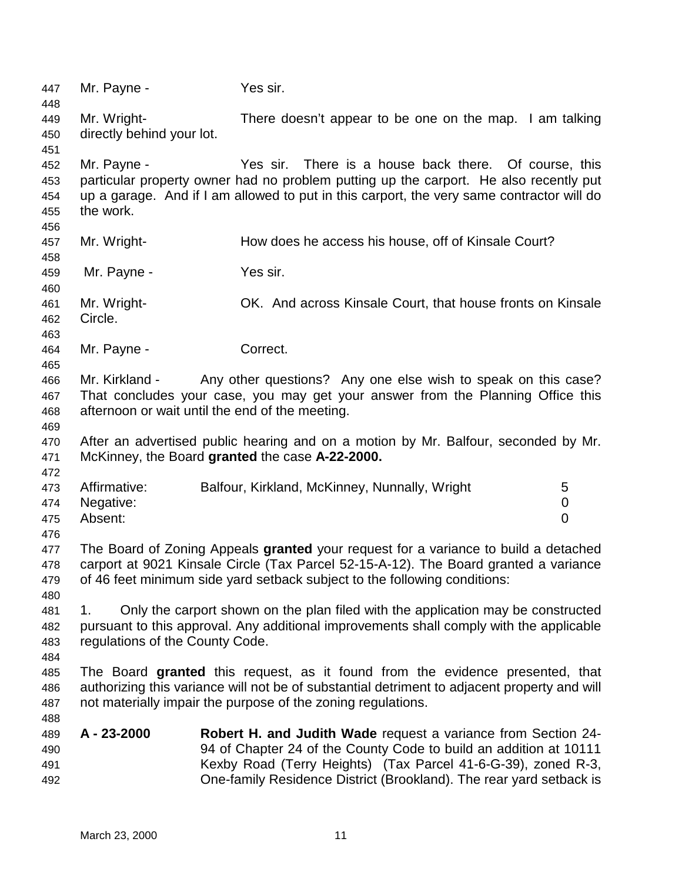Mr. Payne - Yes sir.

Mr. Wright- There doesn't appear to be one on the map. I am talking directly behind your lot.

Mr. Payne - Yes sir. There is a house back there. Of course, this particular property owner had no problem putting up the carport. He also recently put up a garage. And if I am allowed to put in this carport, the very same contractor will do the work.

Mr. Wright- How does he access his house, off of Kinsale Court?

Mr. Payne - Yes sir.

Mr. Wright- OK. And across Kinsale Court, that house fronts on Kinsale Circle.

Mr. Payne - Correct.

Mr. Kirkland - Any other questions? Any one else wish to speak on this case? That concludes your case, you may get your answer from the Planning Office this afternoon or wait until the end of the meeting.

After an advertised public hearing and on a motion by Mr. Balfour, seconded by Mr. McKinney, the Board **granted** the case **A-22-2000.**

| | | |
|---|---|---|
| Affirmative: | Balfour, Kirkland, McKinney, Nunnally, Wright | 5 |
| Negative: | | 0 |
| Absent: | | 0 |

The Board of Zoning Appeals **granted** your request for a variance to build a detached carport at 9021 Kinsale Circle (Tax Parcel 52-15-A-12). The Board granted a variance of 46 feet minimum side yard setback subject to the following conditions:

1. Only the carport shown on the plan filed with the application may be constructed pursuant to this approval. Any additional improvements shall comply with the applicable regulations of the County Code.

The Board **granted** this request, as it found from the evidence presented, that authorizing this variance will not be of substantial detriment to adjacent property and will not materially impair the purpose of the zoning regulations.

**A - 23-2000** **Robert H. and Judith Wade** request a variance from Section 24-94 of Chapter 24 of the County Code to build an addition at 10111 Kexby Road (Terry Heights) (Tax Parcel 41-6-G-39), zoned R-3, One-family Residence District (Brookland). The rear yard setback is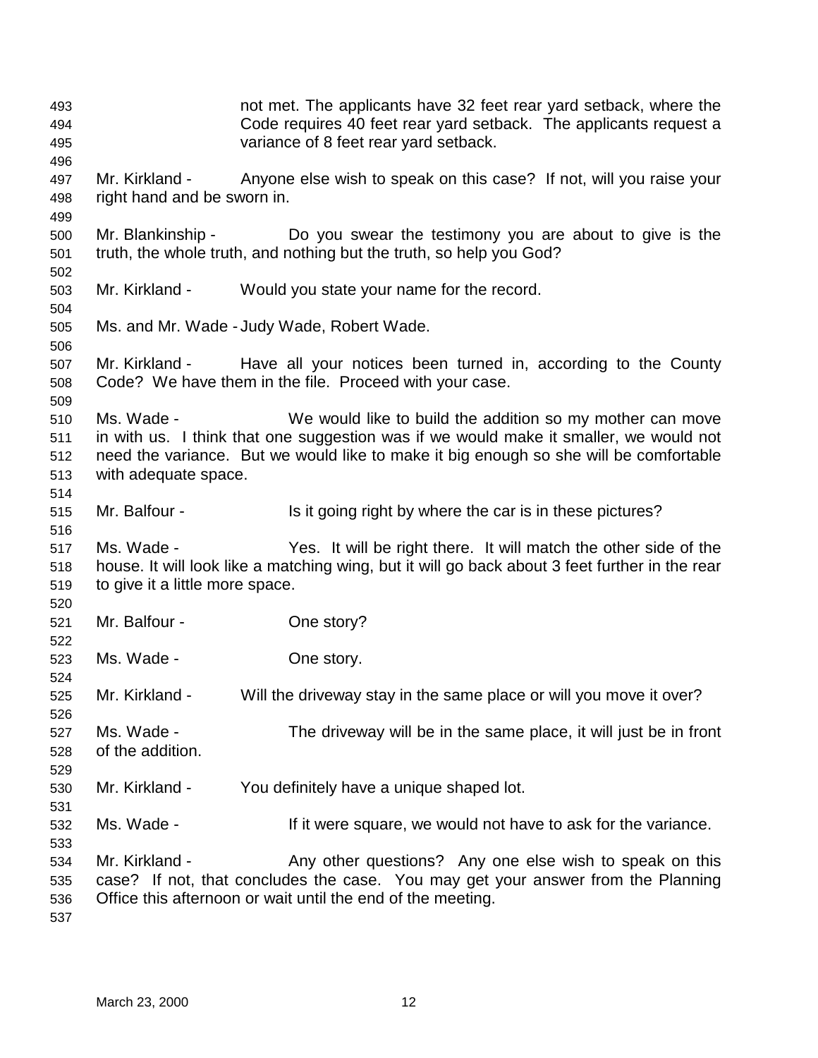not met. The applicants have 32 feet rear yard setback, where the Code requires 40 feet rear yard setback. The applicants request a variance of 8 feet rear yard setback.

Mr. Kirkland - Anyone else wish to speak on this case? If not, will you raise your right hand and be sworn in.

Mr. Blankinship - Do you swear the testimony you are about to give is the truth, the whole truth, and nothing but the truth, so help you God?

Mr. Kirkland - Would you state your name for the record.

Ms. and Mr. Wade - Judy Wade, Robert Wade.

Mr. Kirkland - Have all your notices been turned in, according to the County Code? We have them in the file. Proceed with your case.

Ms. Wade - We would like to build the addition so my mother can move in with us. I think that one suggestion was if we would make it smaller, we would not need the variance. But we would like to make it big enough so she will be comfortable with adequate space.

Mr. Balfour - Is it going right by where the car is in these pictures?

Ms. Wade - Yes. It will be right there. It will match the other side of the house. It will look like a matching wing, but it will go back about 3 feet further in the rear to give it a little more space.

Mr. Balfour - One story?

Ms. Wade - One story.

Mr. Kirkland - Will the driveway stay in the same place or will you move it over?

Ms. Wade - The driveway will be in the same place, it will just be in front of the addition.

Mr. Kirkland - You definitely have a unique shaped lot.

Ms. Wade - If it were square, we would not have to ask for the variance.

Mr. Kirkland - Any other questions? Any one else wish to speak on this case? If not, that concludes the case. You may get your answer from the Planning Office this afternoon or wait until the end of the meeting.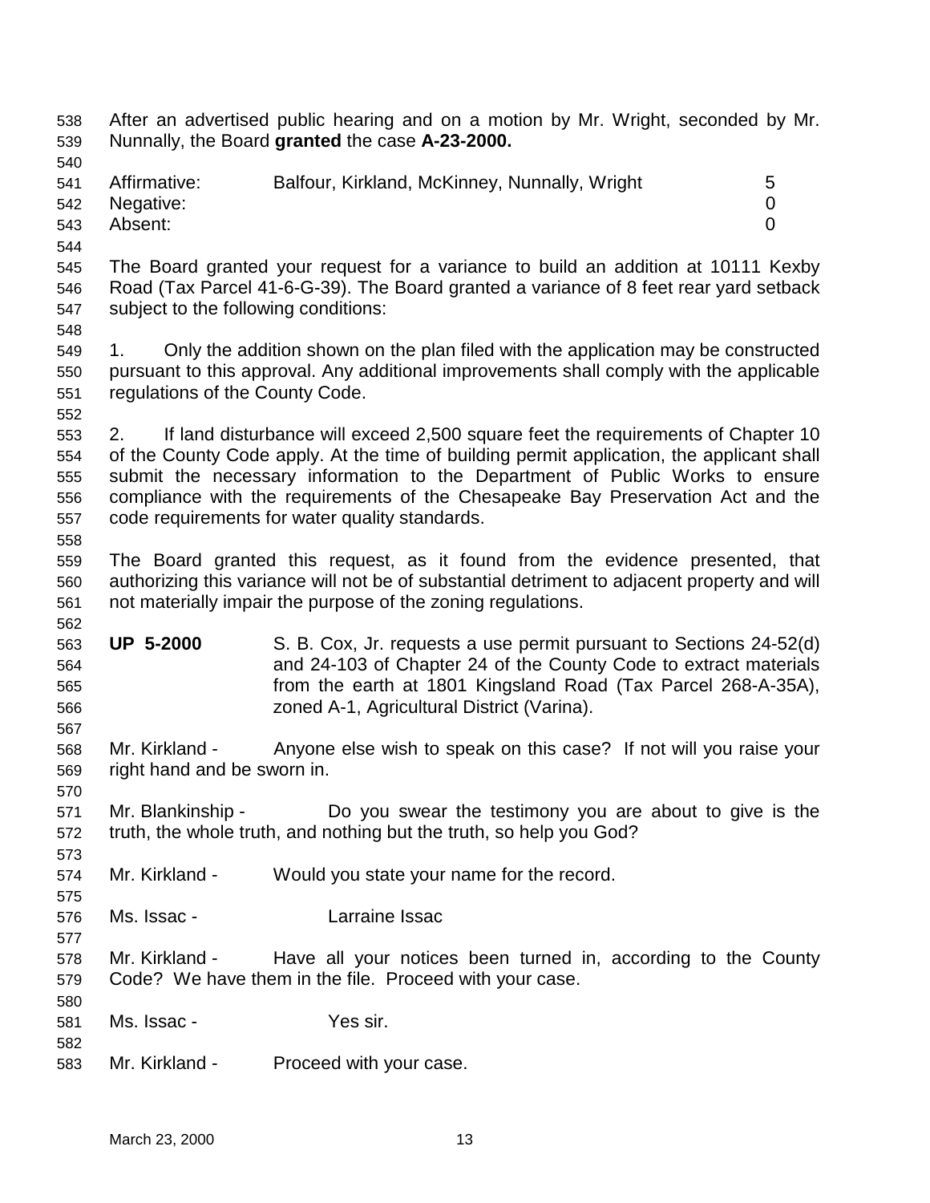After an advertised public hearing and on a motion by Mr. Wright, seconded by Mr. Nunnally, the Board **granted** the case **A-23-2000.**

| | | |
|---|---|---|
| Affirmative: | Balfour, Kirkland, McKinney, Nunnally, Wright | 5 |
| Negative: | | 0 |
| Absent: | | 0 |

The Board granted your request for a variance to build an addition at 10111 Kexby Road (Tax Parcel 41-6-G-39). The Board granted a variance of 8 feet rear yard setback subject to the following conditions:

1. Only the addition shown on the plan filed with the application may be constructed pursuant to this approval. Any additional improvements shall comply with the applicable regulations of the County Code.

2. If land disturbance will exceed 2,500 square feet the requirements of Chapter 10 of the County Code apply. At the time of building permit application, the applicant shall submit the necessary information to the Department of Public Works to ensure compliance with the requirements of the Chesapeake Bay Preservation Act and the code requirements for water quality standards.

The Board granted this request, as it found from the evidence presented, that authorizing this variance will not be of substantial detriment to adjacent property and will not materially impair the purpose of the zoning regulations.

**UP 5-2000** S. B. Cox, Jr. requests a use permit pursuant to Sections 24-52(d) and 24-103 of Chapter 24 of the County Code to extract materials from the earth at 1801 Kingsland Road (Tax Parcel 268-A-35A), zoned A-1, Agricultural District (Varina).

Mr. Kirkland - Anyone else wish to speak on this case? If not will you raise your right hand and be sworn in.

Mr. Blankinship - Do you swear the testimony you are about to give is the truth, the whole truth, and nothing but the truth, so help you God?

Mr. Kirkland - Would you state your name for the record.

Ms. Issac - Larraine Issac

Mr. Kirkland - Have all your notices been turned in, according to the County Code? We have them in the file. Proceed with your case.

Ms. Issac - Yes sir.

Mr. Kirkland - Proceed with your case.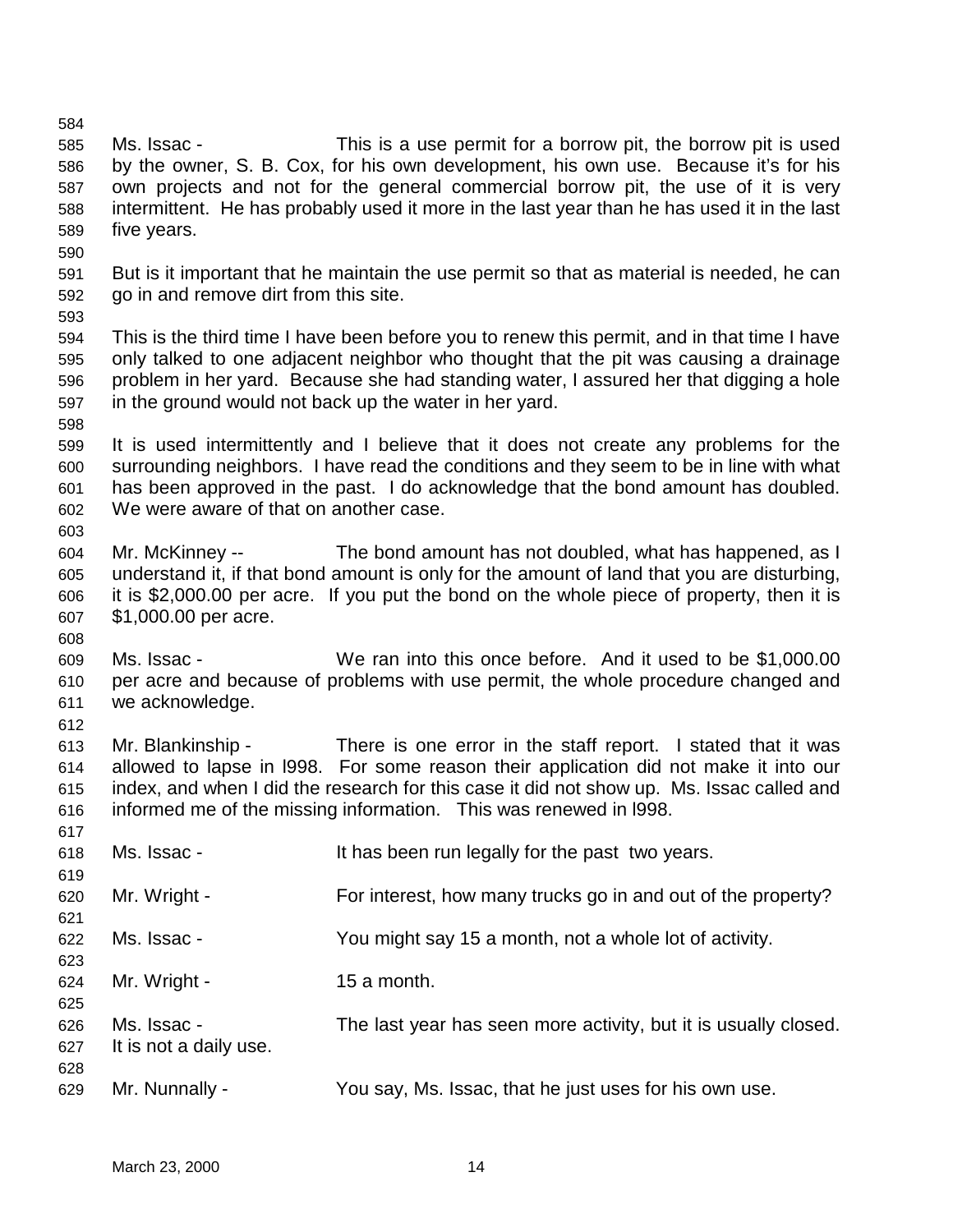Ms. Issac - This is a use permit for a borrow pit, the borrow pit is used by the owner, S. B. Cox, for his own development, his own use. Because it's for his own projects and not for the general commercial borrow pit, the use of it is very intermittent. He has probably used it more in the last year than he has used it in the last five years.

But is it important that he maintain the use permit so that as material is needed, he can go in and remove dirt from this site.

This is the third time I have been before you to renew this permit, and in that time I have only talked to one adjacent neighbor who thought that the pit was causing a drainage problem in her yard. Because she had standing water, I assured her that digging a hole in the ground would not back up the water in her yard.

It is used intermittently and I believe that it does not create any problems for the surrounding neighbors. I have read the conditions and they seem to be in line with what has been approved in the past. I do acknowledge that the bond amount has doubled. We were aware of that on another case.

Mr. McKinney -- The bond amount has not doubled, what has happened, as I understand it, if that bond amount is only for the amount of land that you are disturbing, it is $2,000.00 per acre. If you put the bond on the whole piece of property, then it is $1,000.00 per acre.

Ms. Issac - We ran into this once before. And it used to be $1,000.00 per acre and because of problems with use permit, the whole procedure changed and we acknowledge.

Mr. Blankinship - There is one error in the staff report. I stated that it was allowed to lapse in l998. For some reason their application did not make it into our index, and when I did the research for this case it did not show up. Ms. Issac called and informed me of the missing information. This was renewed in l998.

Ms. Issac - It has been run legally for the past two years.

Mr. Wright - For interest, how many trucks go in and out of the property?

Ms. Issac - You might say 15 a month, not a whole lot of activity.

Mr. Wright - 15 a month.

Ms. Issac - The last year has seen more activity, but it is usually closed. It is not a daily use.

Mr. Nunnally - You say, Ms. Issac, that he just uses for his own use.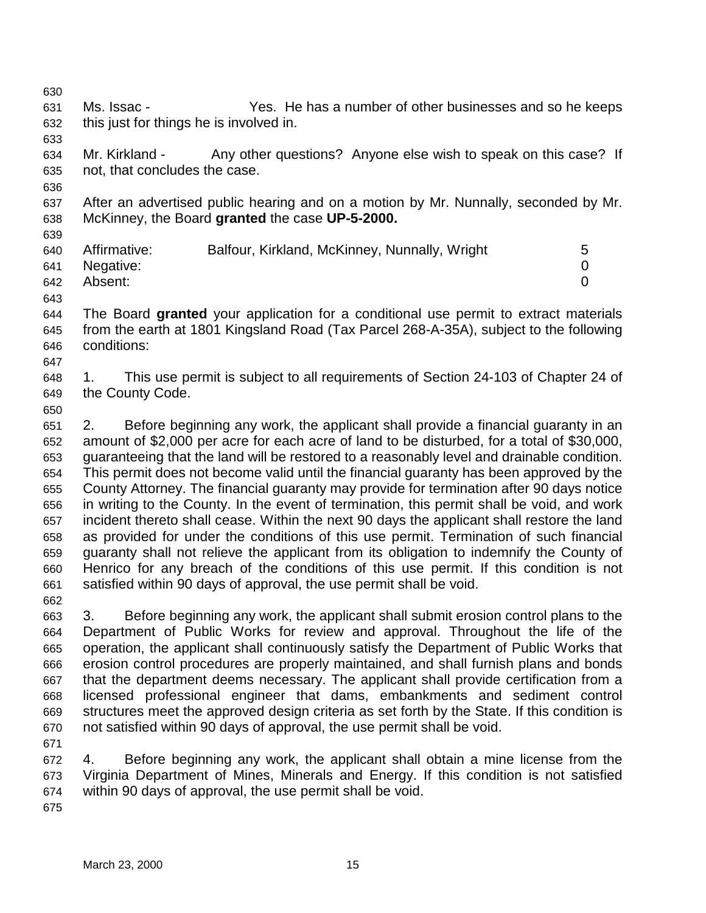Ms. Issac - Yes. He has a number of other businesses and so he keeps this just for things he is involved in.

Mr. Kirkland - Any other questions? Anyone else wish to speak on this case? If not, that concludes the case.

After an advertised public hearing and on a motion by Mr. Nunnally, seconded by Mr. McKinney, the Board **granted** the case **UP-5-2000.**

| | | |
|---|---|---|
| Affirmative: | Balfour, Kirkland, McKinney, Nunnally, Wright | 5 |
| Negative: | | 0 |
| Absent: | | 0 |

The Board **granted** your application for a conditional use permit to extract materials from the earth at 1801 Kingsland Road (Tax Parcel 268-A-35A), subject to the following conditions:

1. This use permit is subject to all requirements of Section 24-103 of Chapter 24 of the County Code.

2. Before beginning any work, the applicant shall provide a financial guaranty in an amount of $2,000 per acre for each acre of land to be disturbed, for a total of $30,000, guaranteeing that the land will be restored to a reasonably level and drainable condition. This permit does not become valid until the financial guaranty has been approved by the County Attorney. The financial guaranty may provide for termination after 90 days notice in writing to the County. In the event of termination, this permit shall be void, and work incident thereto shall cease. Within the next 90 days the applicant shall restore the land as provided for under the conditions of this use permit. Termination of such financial guaranty shall not relieve the applicant from its obligation to indemnify the County of Henrico for any breach of the conditions of this use permit. If this condition is not satisfied within 90 days of approval, the use permit shall be void.

3. Before beginning any work, the applicant shall submit erosion control plans to the Department of Public Works for review and approval. Throughout the life of the operation, the applicant shall continuously satisfy the Department of Public Works that erosion control procedures are properly maintained, and shall furnish plans and bonds that the department deems necessary. The applicant shall provide certification from a licensed professional engineer that dams, embankments and sediment control structures meet the approved design criteria as set forth by the State. If this condition is not satisfied within 90 days of approval, the use permit shall be void.

4. Before beginning any work, the applicant shall obtain a mine license from the Virginia Department of Mines, Minerals and Energy. If this condition is not satisfied within 90 days of approval, the use permit shall be void.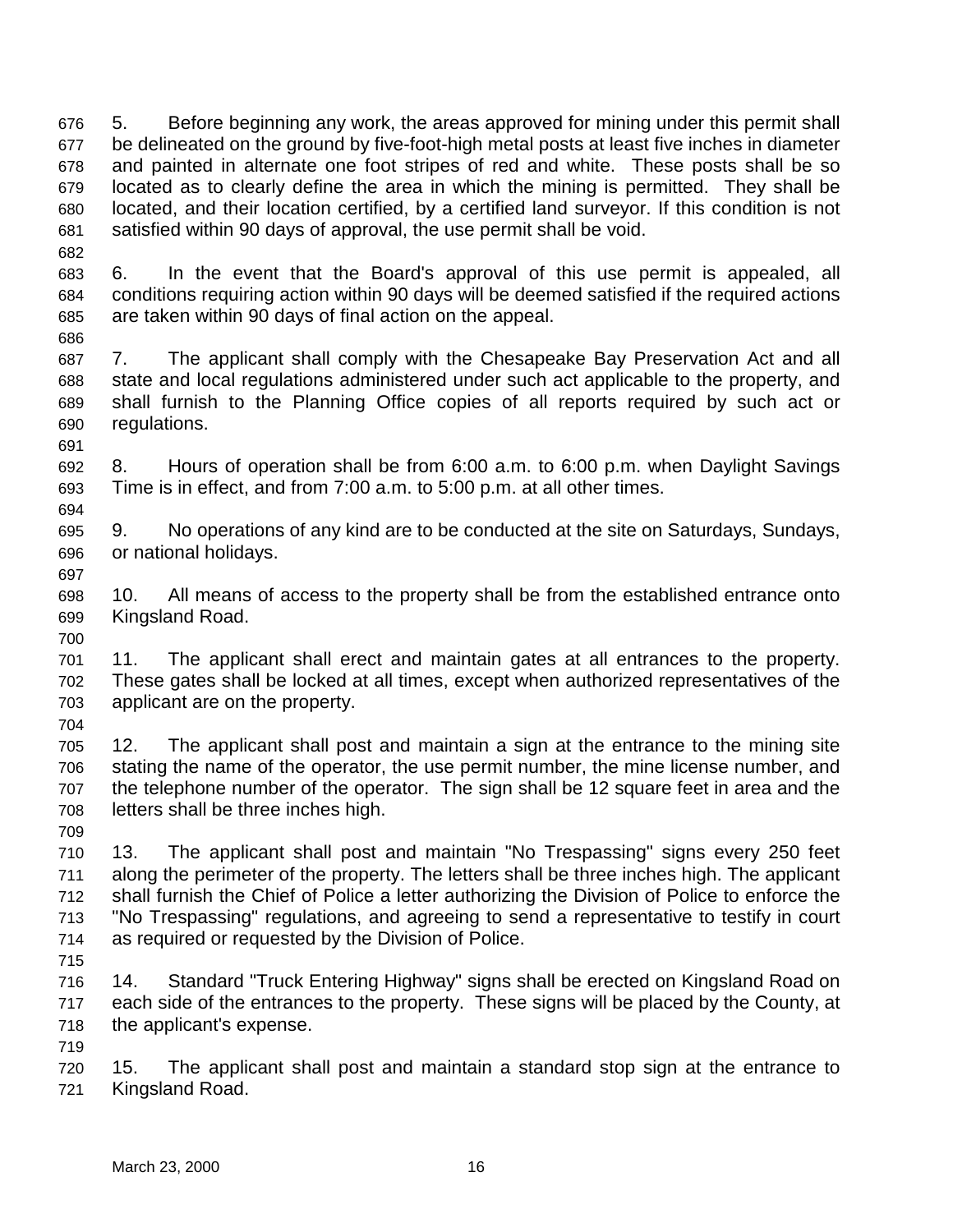5. Before beginning any work, the areas approved for mining under this permit shall be delineated on the ground by five-foot-high metal posts at least five inches in diameter and painted in alternate one foot stripes of red and white. These posts shall be so located as to clearly define the area in which the mining is permitted. They shall be located, and their location certified, by a certified land surveyor. If this condition is not satisfied within 90 days of approval, the use permit shall be void.

6. In the event that the Board's approval of this use permit is appealed, all conditions requiring action within 90 days will be deemed satisfied if the required actions are taken within 90 days of final action on the appeal.

7. The applicant shall comply with the Chesapeake Bay Preservation Act and all state and local regulations administered under such act applicable to the property, and shall furnish to the Planning Office copies of all reports required by such act or regulations.

8. Hours of operation shall be from 6:00 a.m. to 6:00 p.m. when Daylight Savings Time is in effect, and from 7:00 a.m. to 5:00 p.m. at all other times.

9. No operations of any kind are to be conducted at the site on Saturdays, Sundays, or national holidays.

10. All means of access to the property shall be from the established entrance onto Kingsland Road.

11. The applicant shall erect and maintain gates at all entrances to the property. These gates shall be locked at all times, except when authorized representatives of the applicant are on the property.

12. The applicant shall post and maintain a sign at the entrance to the mining site stating the name of the operator, the use permit number, the mine license number, and the telephone number of the operator. The sign shall be 12 square feet in area and the letters shall be three inches high.

13. The applicant shall post and maintain "No Trespassing" signs every 250 feet along the perimeter of the property. The letters shall be three inches high. The applicant shall furnish the Chief of Police a letter authorizing the Division of Police to enforce the "No Trespassing" regulations, and agreeing to send a representative to testify in court as required or requested by the Division of Police.

14. Standard "Truck Entering Highway" signs shall be erected on Kingsland Road on each side of the entrances to the property. These signs will be placed by the County, at the applicant's expense.

15. The applicant shall post and maintain a standard stop sign at the entrance to Kingsland Road.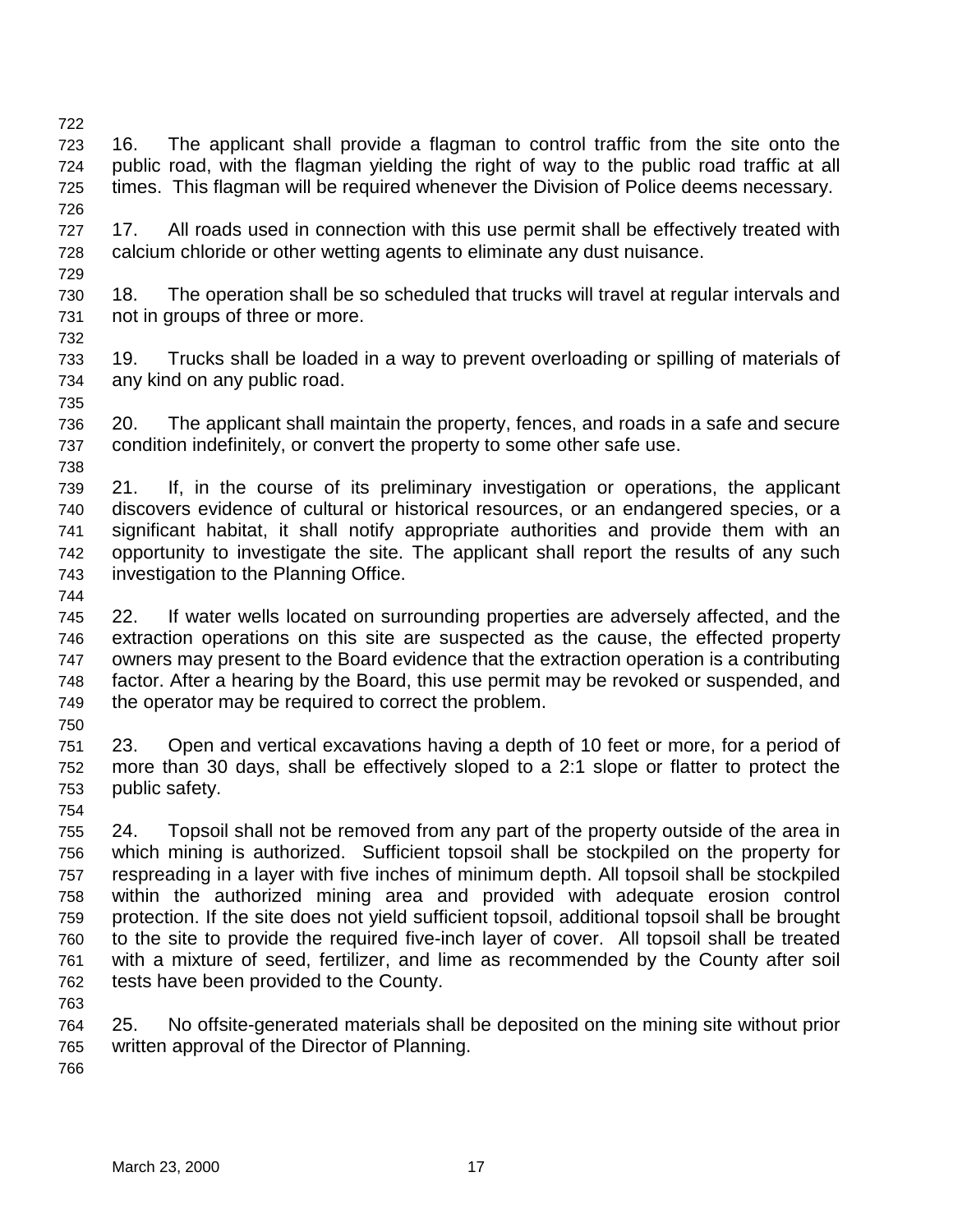16. The applicant shall provide a flagman to control traffic from the site onto the public road, with the flagman yielding the right of way to the public road traffic at all times. This flagman will be required whenever the Division of Police deems necessary.

17. All roads used in connection with this use permit shall be effectively treated with calcium chloride or other wetting agents to eliminate any dust nuisance.

18. The operation shall be so scheduled that trucks will travel at regular intervals and not in groups of three or more.

19. Trucks shall be loaded in a way to prevent overloading or spilling of materials of any kind on any public road.

20. The applicant shall maintain the property, fences, and roads in a safe and secure condition indefinitely, or convert the property to some other safe use.

21. If, in the course of its preliminary investigation or operations, the applicant discovers evidence of cultural or historical resources, or an endangered species, or a significant habitat, it shall notify appropriate authorities and provide them with an opportunity to investigate the site. The applicant shall report the results of any such investigation to the Planning Office.

22. If water wells located on surrounding properties are adversely affected, and the extraction operations on this site are suspected as the cause, the effected property owners may present to the Board evidence that the extraction operation is a contributing factor. After a hearing by the Board, this use permit may be revoked or suspended, and the operator may be required to correct the problem.

23. Open and vertical excavations having a depth of 10 feet or more, for a period of more than 30 days, shall be effectively sloped to a 2:1 slope or flatter to protect the public safety.

24. Topsoil shall not be removed from any part of the property outside of the area in which mining is authorized. Sufficient topsoil shall be stockpiled on the property for respreading in a layer with five inches of minimum depth. All topsoil shall be stockpiled within the authorized mining area and provided with adequate erosion control protection. If the site does not yield sufficient topsoil, additional topsoil shall be brought to the site to provide the required five-inch layer of cover. All topsoil shall be treated with a mixture of seed, fertilizer, and lime as recommended by the County after soil tests have been provided to the County.

25. No offsite-generated materials shall be deposited on the mining site without prior written approval of the Director of Planning.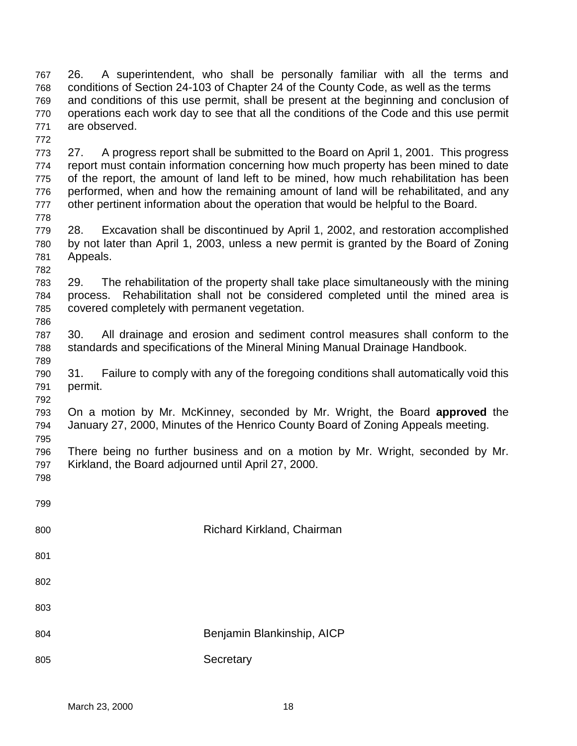26. A superintendent, who shall be personally familiar with all the terms and conditions of Section 24-103 of Chapter 24 of the County Code, as well as the terms and conditions of this use permit, shall be present at the beginning and conclusion of operations each work day to see that all the conditions of the Code and this use permit are observed.

27. A progress report shall be submitted to the Board on April 1, 2001. This progress report must contain information concerning how much property has been mined to date of the report, the amount of land left to be mined, how much rehabilitation has been performed, when and how the remaining amount of land will be rehabilitated, and any other pertinent information about the operation that would be helpful to the Board.

28. Excavation shall be discontinued by April 1, 2002, and restoration accomplished by not later than April 1, 2003, unless a new permit is granted by the Board of Zoning Appeals.

29. The rehabilitation of the property shall take place simultaneously with the mining process. Rehabilitation shall not be considered completed until the mined area is covered completely with permanent vegetation.

30. All drainage and erosion and sediment control measures shall conform to the standards and specifications of the Mineral Mining Manual Drainage Handbook.

31. Failure to comply with any of the foregoing conditions shall automatically void this permit.

On a motion by Mr. McKinney, seconded by Mr. Wright, the Board **approved** the January 27, 2000, Minutes of the Henrico County Board of Zoning Appeals meeting.

There being no further business and on a motion by Mr. Wright, seconded by Mr. Kirkland, the Board adjourned until April 27, 2000.

Richard Kirkland, Chairman

Benjamin Blankinship, AICP

Secretary